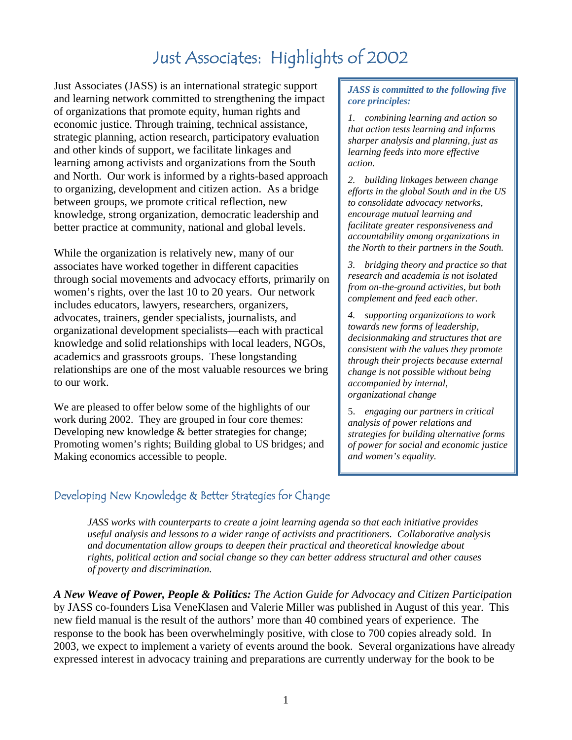# Just Associates: Highlights of 2002

Just Associates (JASS) is an international strategic support and learning network committed to strengthening the impact of organizations that promote equity, human rights and economic justice. Through training, technical assistance, strategic planning, action research, participatory evaluation and other kinds of support, we facilitate linkages and learning among activists and organizations from the South and North. Our work is informed by a rights-based approach to organizing, development and citizen action. As a bridge between groups, we promote critical reflection, new knowledge, strong organization, democratic leadership and better practice at community, national and global levels.

While the organization is relatively new, many of our associates have worked together in different capacities through social movements and advocacy efforts, primarily on women's rights, over the last 10 to 20 years. Our network includes educators, lawyers, researchers, organizers, advocates, trainers, gender specialists, journalists, and organizational development specialists—each with practical knowledge and solid relationships with local leaders, NGOs, academics and grassroots groups. These longstanding relationships are one of the most valuable resources we bring to our work.

We are pleased to offer below some of the highlights of our work during 2002. They are grouped in four core themes: Developing new knowledge & better strategies for change; Promoting women's rights; Building global to US bridges; and Making economics accessible to people.

> ***JASS is committed to the following five core principles:***
>
> 1. *combining learning and action so that action tests learning and informs sharper analysis and planning, just as learning feeds into more effective action.*
> 2. *building linkages between change efforts in the global South and in the US to consolidate advocacy networks, encourage mutual learning and facilitate greater responsiveness and accountability among organizations in the North to their partners in the South.*
> 3. *bridging theory and practice so that research and academia is not isolated from on-the-ground activities, but both complement and feed each other.*
> 4. *supporting organizations to work towards new forms of leadership, decisionmaking and structures that are consistent with the values they promote through their projects because external change is not possible without being accompanied by internal, organizational change*
> 5. *engaging our partners in critical analysis of power relations and strategies for building alternative forms of power for social and economic justice and women's equality.*

## Developing New Knowledge & Better Strategies for Change

*JASS works with counterparts to create a joint learning agenda so that each initiative provides useful analysis and lessons to a wider range of activists and practitioners. Collaborative analysis and documentation allow groups to deepen their practical and theoretical knowledge about rights, political action and social change so they can better address structural and other causes of poverty and discrimination.*

***A New Weave of Power, People & Politics:*** *The Action Guide for Advocacy and Citizen Participation* by JASS co-founders Lisa VeneKlasen and Valerie Miller was published in August of this year. This new field manual is the result of the authors' more than 40 combined years of experience. The response to the book has been overwhelmingly positive, with close to 700 copies already sold. In 2003, we expect to implement a variety of events around the book. Several organizations have already expressed interest in advocacy training and preparations are currently underway for the book to be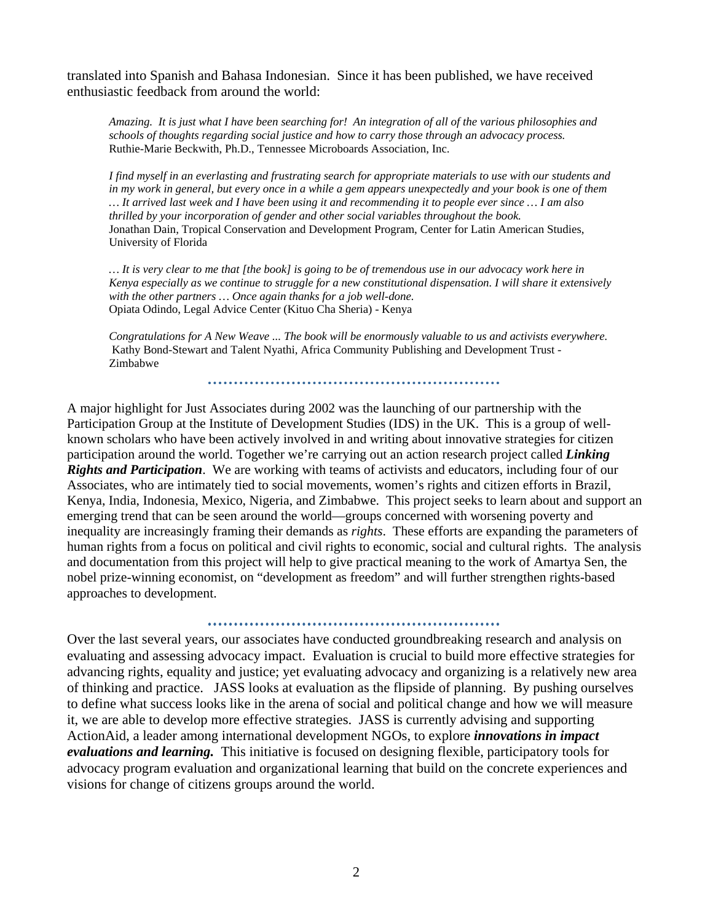translated into Spanish and Bahasa Indonesian. Since it has been published, we have received enthusiastic feedback from around the world:

> *Amazing. It is just what I have been searching for! An integration of all of the various philosophies and schools of thoughts regarding social justice and how to carry those through an advocacy process.*
> Ruthie-Marie Beckwith, Ph.D., Tennessee Microboards Association, Inc.

> *I find myself in an everlasting and frustrating search for appropriate materials to use with our students and in my work in general, but every once in a while a gem appears unexpectedly and your book is one of them … It arrived last week and I have been using it and recommending it to people ever since … I am also thrilled by your incorporation of gender and other social variables throughout the book.*
> Jonathan Dain, Tropical Conservation and Development Program, Center for Latin American Studies, University of Florida

> *… It is very clear to me that [the book] is going to be of tremendous use in our advocacy work here in Kenya especially as we continue to struggle for a new constitutional dispensation. I will share it extensively with the other partners … Once again thanks for a job well-done.*
> Opiata Odindo, Legal Advice Center (Kituo Cha Sheria) - Kenya

> *Congratulations for A New Weave ... The book will be enormously valuable to us and activists everywhere.*
> Kathy Bond-Stewart and Talent Nyathi, Africa Community Publishing and Development Trust - Zimbabwe

……………………………………………………

A major highlight for Just Associates during 2002 was the launching of our partnership with the Participation Group at the Institute of Development Studies (IDS) in the UK. This is a group of well-known scholars who have been actively involved in and writing about innovative strategies for citizen participation around the world. Together we're carrying out an action research project called ***Linking Rights and Participation***. We are working with teams of activists and educators, including four of our Associates, who are intimately tied to social movements, women's rights and citizen efforts in Brazil, Kenya, India, Indonesia, Mexico, Nigeria, and Zimbabwe. This project seeks to learn about and support an emerging trend that can be seen around the world—groups concerned with worsening poverty and inequality are increasingly framing their demands as *rights*. These efforts are expanding the parameters of human rights from a focus on political and civil rights to economic, social and cultural rights. The analysis and documentation from this project will help to give practical meaning to the work of Amartya Sen, the nobel prize-winning economist, on "development as freedom" and will further strengthen rights-based approaches to development.

……………………………………………………

Over the last several years, our associates have conducted groundbreaking research and analysis on evaluating and assessing advocacy impact. Evaluation is crucial to build more effective strategies for advancing rights, equality and justice; yet evaluating advocacy and organizing is a relatively new area of thinking and practice. JASS looks at evaluation as the flipside of planning. By pushing ourselves to define what success looks like in the arena of social and political change and how we will measure it, we are able to develop more effective strategies. JASS is currently advising and supporting ActionAid, a leader among international development NGOs, to explore ***innovations in impact evaluations and learning.*** This initiative is focused on designing flexible, participatory tools for advocacy program evaluation and organizational learning that build on the concrete experiences and visions for change of citizens groups around the world.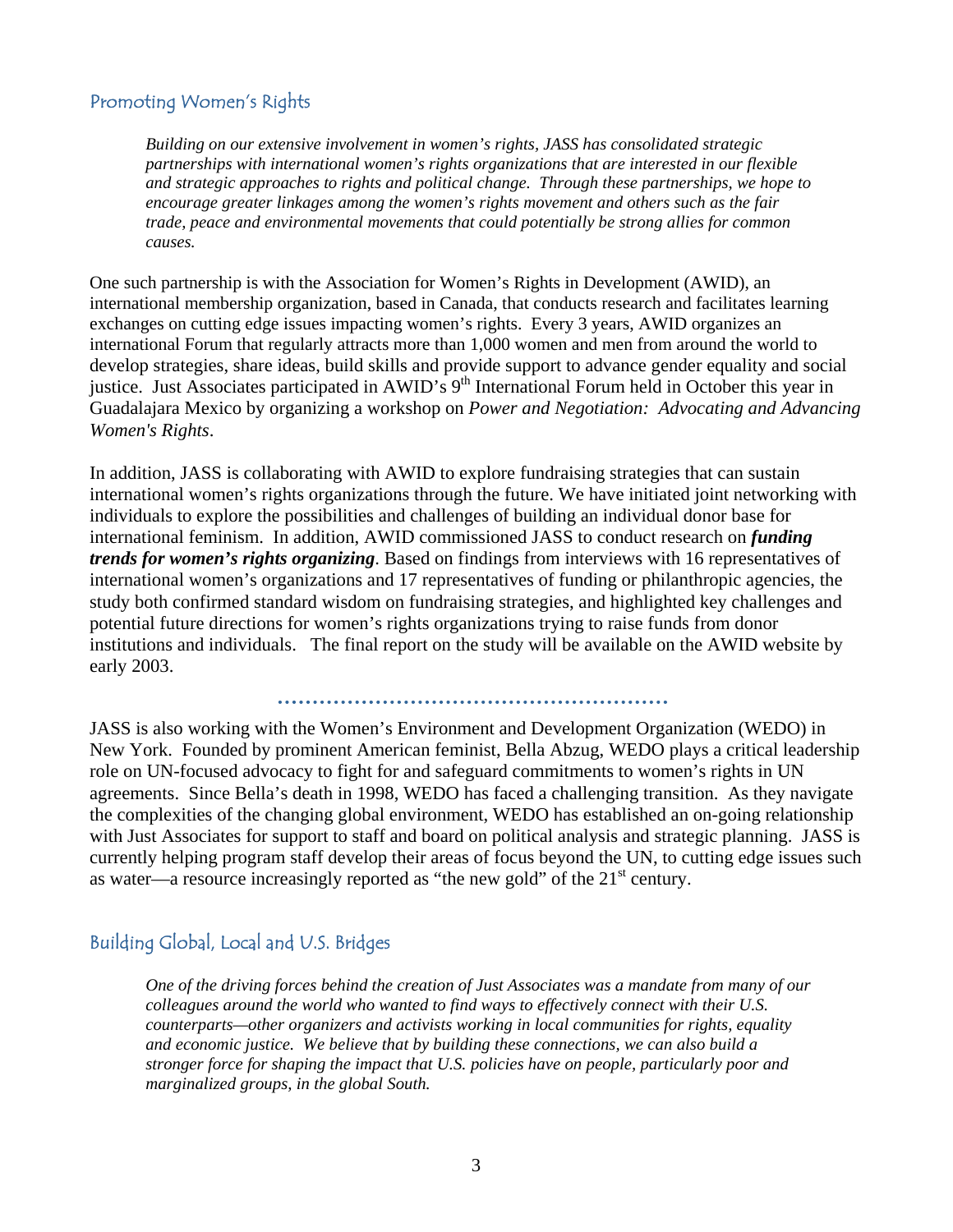## Promoting Women's Rights

*Building on our extensive involvement in women's rights, JASS has consolidated strategic partnerships with international women's rights organizations that are interested in our flexible and strategic approaches to rights and political change. Through these partnerships, we hope to encourage greater linkages among the women's rights movement and others such as the fair trade, peace and environmental movements that could potentially be strong allies for common causes.*

One such partnership is with the Association for Women's Rights in Development (AWID), an international membership organization, based in Canada, that conducts research and facilitates learning exchanges on cutting edge issues impacting women's rights. Every 3 years, AWID organizes an international Forum that regularly attracts more than 1,000 women and men from around the world to develop strategies, share ideas, build skills and provide support to advance gender equality and social justice. Just Associates participated in AWID's 9th International Forum held in October this year in Guadalajara Mexico by organizing a workshop on *Power and Negotiation: Advocating and Advancing Women's Rights*.

In addition, JASS is collaborating with AWID to explore fundraising strategies that can sustain international women's rights organizations through the future. We have initiated joint networking with individuals to explore the possibilities and challenges of building an individual donor base for international feminism. In addition, AWID commissioned JASS to conduct research on ***funding trends for women's rights organizing***. Based on findings from interviews with 16 representatives of international women's organizations and 17 representatives of funding or philanthropic agencies, the study both confirmed standard wisdom on fundraising strategies, and highlighted key challenges and potential future directions for women's rights organizations trying to raise funds from donor institutions and individuals. The final report on the study will be available on the AWID website by early 2003.

JASS is also working with the Women's Environment and Development Organization (WEDO) in New York. Founded by prominent American feminist, Bella Abzug, WEDO plays a critical leadership role on UN-focused advocacy to fight for and safeguard commitments to women's rights in UN agreements. Since Bella's death in 1998, WEDO has faced a challenging transition. As they navigate the complexities of the changing global environment, WEDO has established an on-going relationship with Just Associates for support to staff and board on political analysis and strategic planning. JASS is currently helping program staff develop their areas of focus beyond the UN, to cutting edge issues such as water—a resource increasingly reported as "the new gold" of the 21st century.

## Building Global, Local and U.S. Bridges

*One of the driving forces behind the creation of Just Associates was a mandate from many of our colleagues around the world who wanted to find ways to effectively connect with their U.S. counterparts—other organizers and activists working in local communities for rights, equality and economic justice. We believe that by building these connections, we can also build a stronger force for shaping the impact that U.S. policies have on people, particularly poor and marginalized groups, in the global South.*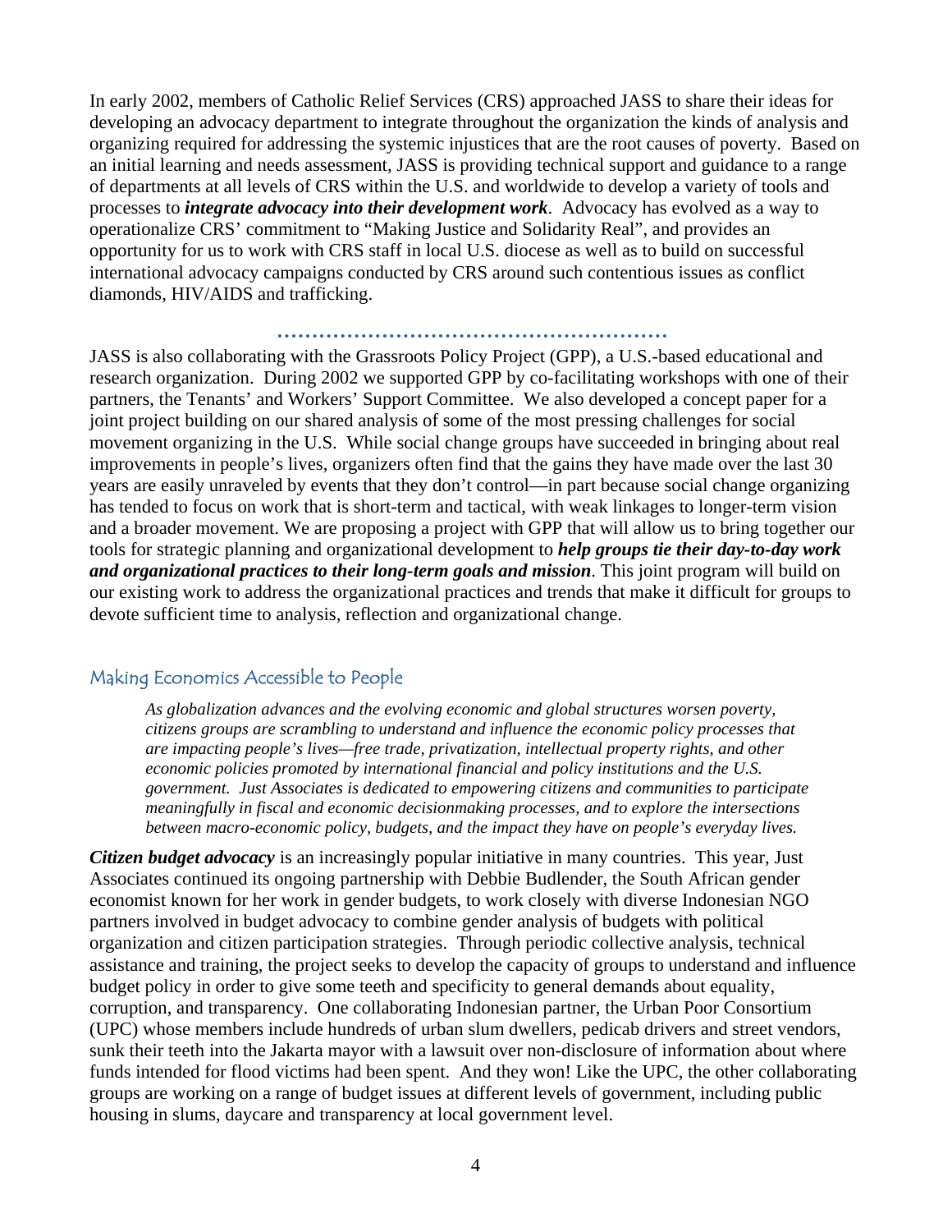In early 2002, members of Catholic Relief Services (CRS) approached JASS to share their ideas for developing an advocacy department to integrate throughout the organization the kinds of analysis and organizing required for addressing the systemic injustices that are the root causes of poverty. Based on an initial learning and needs assessment, JASS is providing technical support and guidance to a range of departments at all levels of CRS within the U.S. and worldwide to develop a variety of tools and processes to ***integrate advocacy into their development work***. Advocacy has evolved as a way to operationalize CRS' commitment to "Making Justice and Solidarity Real", and provides an opportunity for us to work with CRS staff in local U.S. diocese as well as to build on successful international advocacy campaigns conducted by CRS around such contentious issues as conflict diamonds, HIV/AIDS and trafficking.

JASS is also collaborating with the Grassroots Policy Project (GPP), a U.S.-based educational and research organization. During 2002 we supported GPP by co-facilitating workshops with one of their partners, the Tenants' and Workers' Support Committee. We also developed a concept paper for a joint project building on our shared analysis of some of the most pressing challenges for social movement organizing in the U.S. While social change groups have succeeded in bringing about real improvements in people's lives, organizers often find that the gains they have made over the last 30 years are easily unraveled by events that they don't control—in part because social change organizing has tended to focus on work that is short-term and tactical, with weak linkages to longer-term vision and a broader movement. We are proposing a project with GPP that will allow us to bring together our tools for strategic planning and organizational development to ***help groups tie their day-to-day work and organizational practices to their long-term goals and mission***. This joint program will build on our existing work to address the organizational practices and trends that make it difficult for groups to devote sufficient time to analysis, reflection and organizational change.

## Making Economics Accessible to People

*As globalization advances and the evolving economic and global structures worsen poverty, citizens groups are scrambling to understand and influence the economic policy processes that are impacting people's lives—free trade, privatization, intellectual property rights, and other economic policies promoted by international financial and policy institutions and the U.S. government. Just Associates is dedicated to empowering citizens and communities to participate meaningfully in fiscal and economic decisionmaking processes, and to explore the intersections between macro-economic policy, budgets, and the impact they have on people's everyday lives.*

***Citizen budget advocacy*** is an increasingly popular initiative in many countries. This year, Just Associates continued its ongoing partnership with Debbie Budlender, the South African gender economist known for her work in gender budgets, to work closely with diverse Indonesian NGO partners involved in budget advocacy to combine gender analysis of budgets with political organization and citizen participation strategies. Through periodic collective analysis, technical assistance and training, the project seeks to develop the capacity of groups to understand and influence budget policy in order to give some teeth and specificity to general demands about equality, corruption, and transparency. One collaborating Indonesian partner, the Urban Poor Consortium (UPC) whose members include hundreds of urban slum dwellers, pedicab drivers and street vendors, sunk their teeth into the Jakarta mayor with a lawsuit over non-disclosure of information about where funds intended for flood victims had been spent. And they won! Like the UPC, the other collaborating groups are working on a range of budget issues at different levels of government, including public housing in slums, daycare and transparency at local government level.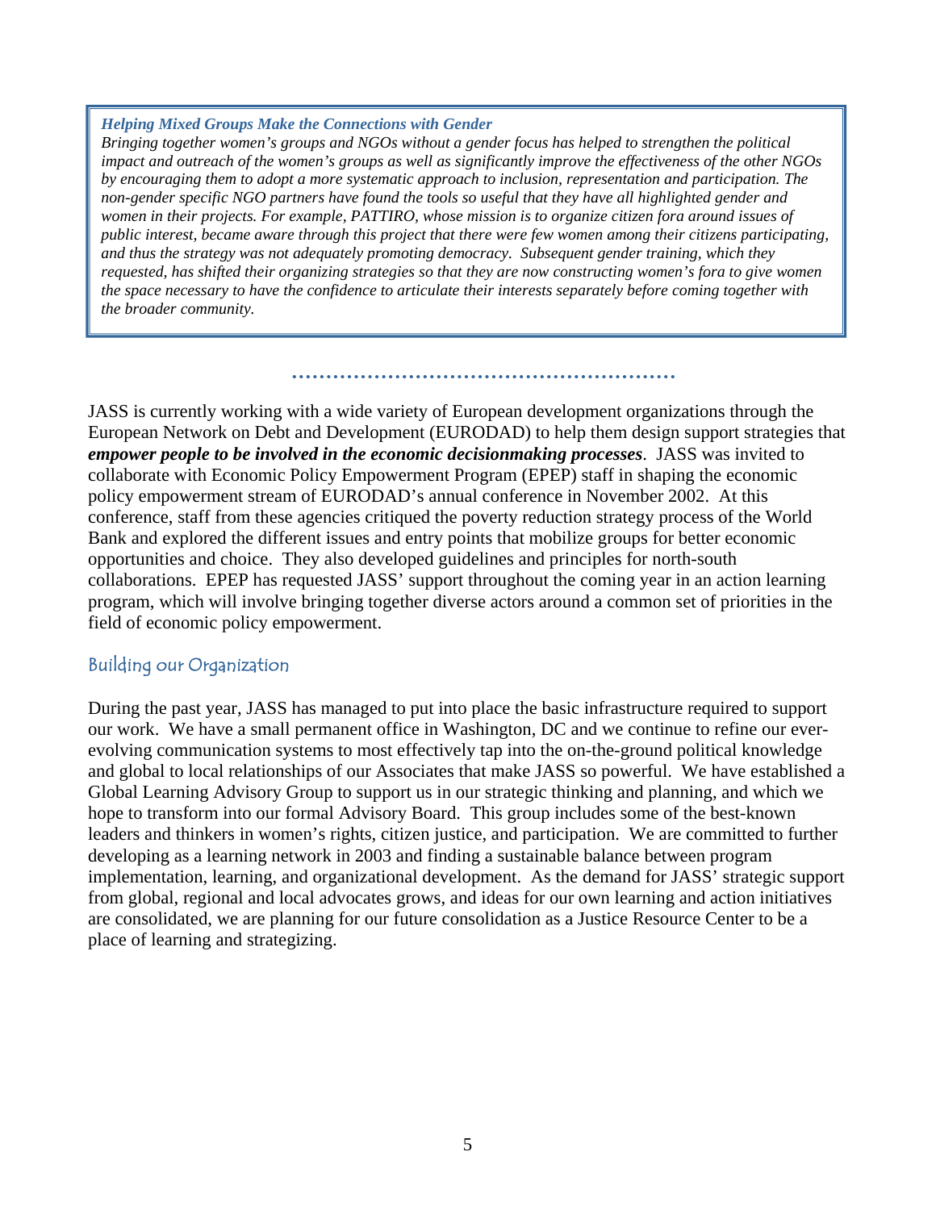> ***Helping Mixed Groups Make the Connections with Gender***
> *Bringing together women's groups and NGOs without a gender focus has helped to strengthen the political impact and outreach of the women's groups as well as significantly improve the effectiveness of the other NGOs by encouraging them to adopt a more systematic approach to inclusion, representation and participation. The non-gender specific NGO partners have found the tools so useful that they have all highlighted gender and women in their projects. For example, PATTIRO, whose mission is to organize citizen fora around issues of public interest, became aware through this project that there were few women among their citizens participating, and thus the strategy was not adequately promoting democracy. Subsequent gender training, which they requested, has shifted their organizing strategies so that they are now constructing women's fora to give women the space necessary to have the confidence to articulate their interests separately before coming together with the broader community.*

JASS is currently working with a wide variety of European development organizations through the European Network on Debt and Development (EURODAD) to help them design support strategies that ***empower people to be involved in the economic decisionmaking processes***. JASS was invited to collaborate with Economic Policy Empowerment Program (EPEP) staff in shaping the economic policy empowerment stream of EURODAD's annual conference in November 2002. At this conference, staff from these agencies critiqued the poverty reduction strategy process of the World Bank and explored the different issues and entry points that mobilize groups for better economic opportunities and choice. They also developed guidelines and principles for north-south collaborations. EPEP has requested JASS' support throughout the coming year in an action learning program, which will involve bringing together diverse actors around a common set of priorities in the field of economic policy empowerment.

## Building our Organization

During the past year, JASS has managed to put into place the basic infrastructure required to support our work. We have a small permanent office in Washington, DC and we continue to refine our ever-evolving communication systems to most effectively tap into the on-the-ground political knowledge and global to local relationships of our Associates that make JASS so powerful. We have established a Global Learning Advisory Group to support us in our strategic thinking and planning, and which we hope to transform into our formal Advisory Board. This group includes some of the best-known leaders and thinkers in women's rights, citizen justice, and participation. We are committed to further developing as a learning network in 2003 and finding a sustainable balance between program implementation, learning, and organizational development. As the demand for JASS' strategic support from global, regional and local advocates grows, and ideas for our own learning and action initiatives are consolidated, we are planning for our future consolidation as a Justice Resource Center to be a place of learning and strategizing.